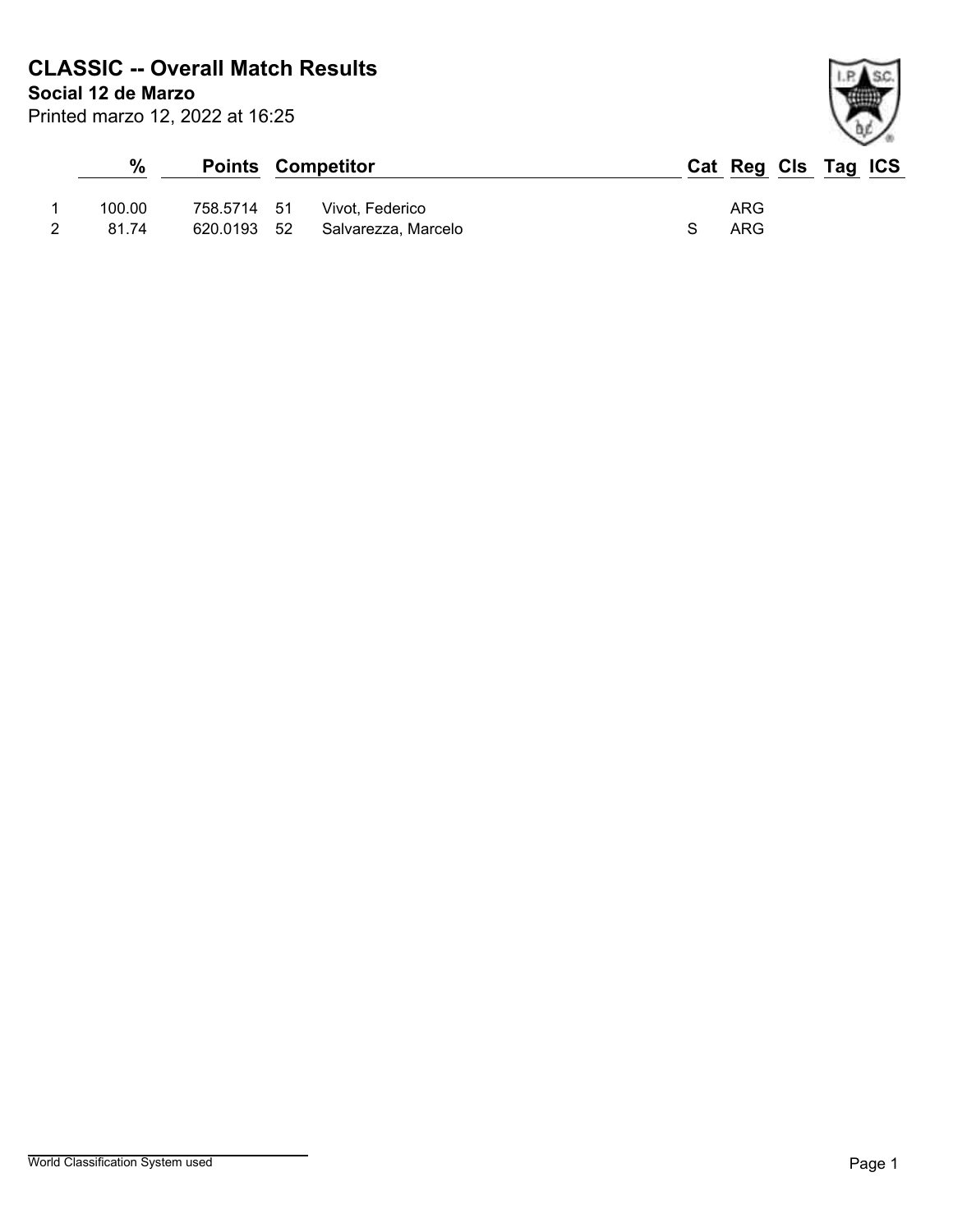# CLASSIC -- Overall Match Results

**Social 12 de Marzo**

Printed marzo 12, 2022 at 16:25

| | % | Points | | Competitor | Cat | Reg | Cls | Tag | ICS |
|---|---|---|---|---|---|---|---|---|---|
| 1 | 100.00 | 758.5714 | 51 | Vivot, Federico | | ARG | | | |
| 2 | 81.74 | 620.0193 | 52 | Salvarezza, Marcelo | S | ARG | | | |

World Classification System used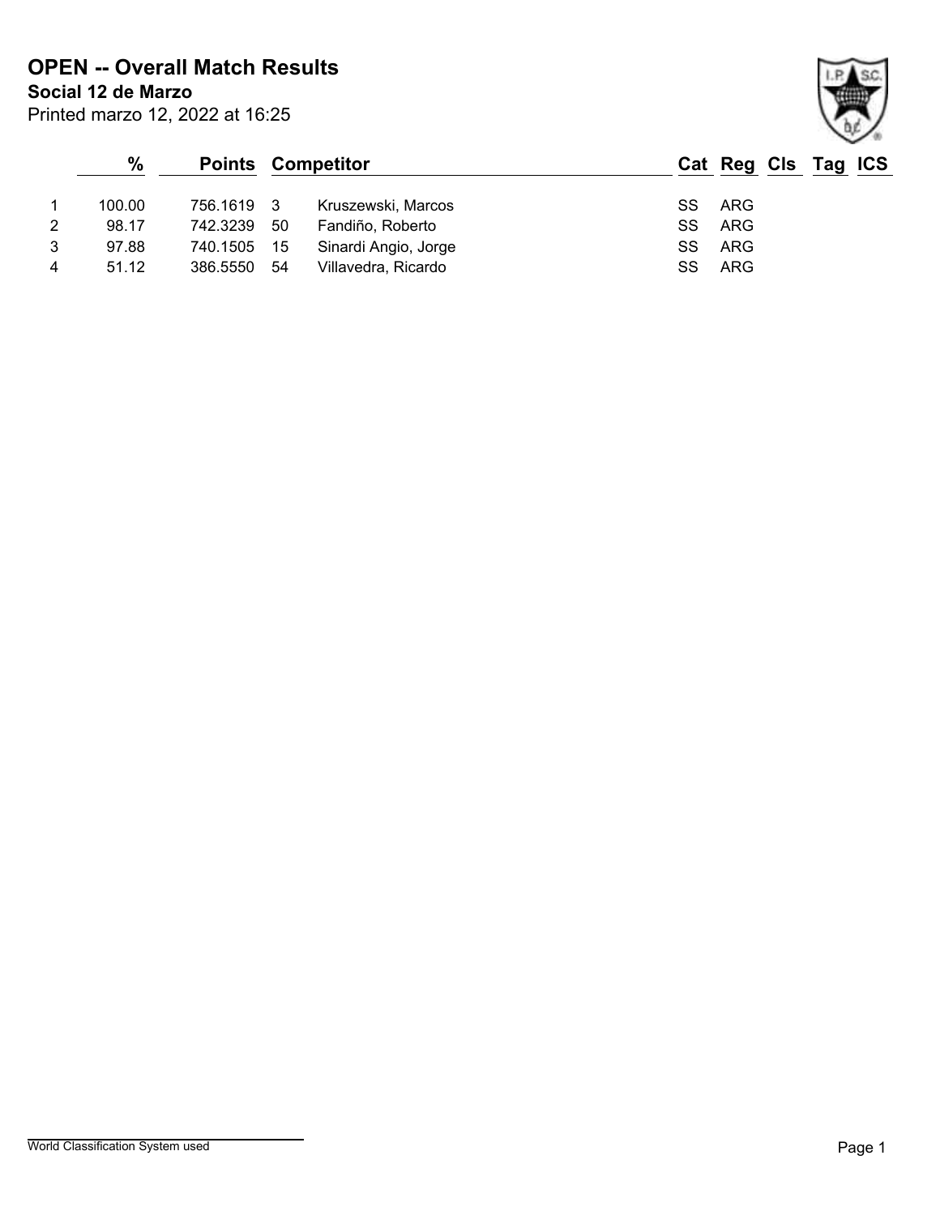# OPEN -- Overall Match Results

**Social 12 de Marzo**

Printed marzo 12, 2022 at 16:25

| | % | Points | Competitor | | Cat | Reg | Cls | Tag | ICS |
|---|---|---|---|---|---|---|---|---|---|
| 1 | 100.00 | 756.1619 | 3 | Kruszewski, Marcos | SS | ARG | | | |
| 2 | 98.17 | 742.3239 | 50 | Fandiño, Roberto | SS | ARG | | | |
| 3 | 97.88 | 740.1505 | 15 | Sinardi Angio, Jorge | SS | ARG | | | |
| 4 | 51.12 | 386.5550 | 54 | Villavedra, Ricardo | SS | ARG | | | |

World Classification System used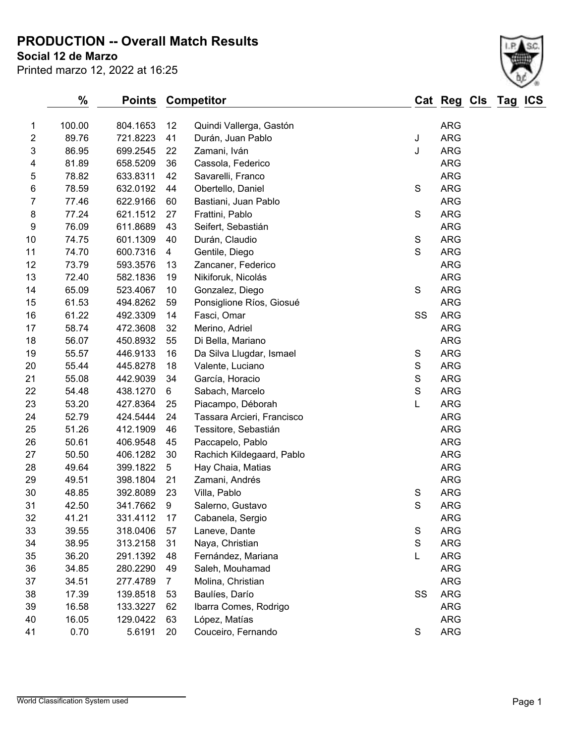# PRODUCTION -- Overall Match Results

**Social 12 de Marzo**

Printed marzo 12, 2022 at 16:25

| | % | Points | Competitor | | Cat | Reg | Cls | Tag | ICS |
|---|---|---|---|---|---|---|---|---|---|
| 1 | 100.00 | 804.1653 | 12 | Quindi Vallerga, Gastón | | ARG | | | |
| 2 | 89.76 | 721.8223 | 41 | Durán, Juan Pablo | J | ARG | | | |
| 3 | 86.95 | 699.2545 | 22 | Zamani, Iván | J | ARG | | | |
| 4 | 81.89 | 658.5209 | 36 | Cassola, Federico | | ARG | | | |
| 5 | 78.82 | 633.8311 | 42 | Savarelli, Franco | | ARG | | | |
| 6 | 78.59 | 632.0192 | 44 | Obertello, Daniel | S | ARG | | | |
| 7 | 77.46 | 622.9166 | 60 | Bastiani, Juan Pablo | | ARG | | | |
| 8 | 77.24 | 621.1512 | 27 | Frattini, Pablo | S | ARG | | | |
| 9 | 76.09 | 611.8689 | 43 | Seifert, Sebastián | | ARG | | | |
| 10 | 74.75 | 601.1309 | 40 | Durán, Claudio | S | ARG | | | |
| 11 | 74.70 | 600.7316 | 4 | Gentile, Diego | S | ARG | | | |
| 12 | 73.79 | 593.3576 | 13 | Zancaner, Federico | | ARG | | | |
| 13 | 72.40 | 582.1836 | 19 | Nikiforuk, Nicolás | | ARG | | | |
| 14 | 65.09 | 523.4067 | 10 | Gonzalez, Diego | S | ARG | | | |
| 15 | 61.53 | 494.8262 | 59 | Ponsiglione Ríos, Giosué | | ARG | | | |
| 16 | 61.22 | 492.3309 | 14 | Fasci, Omar | SS | ARG | | | |
| 17 | 58.74 | 472.3608 | 32 | Merino, Adriel | | ARG | | | |
| 18 | 56.07 | 450.8932 | 55 | Di Bella, Mariano | | ARG | | | |
| 19 | 55.57 | 446.9133 | 16 | Da Silva Llugdar, Ismael | S | ARG | | | |
| 20 | 55.44 | 445.8278 | 18 | Valente, Luciano | S | ARG | | | |
| 21 | 55.08 | 442.9039 | 34 | García, Horacio | S | ARG | | | |
| 22 | 54.48 | 438.1270 | 6 | Sabach, Marcelo | S | ARG | | | |
| 23 | 53.20 | 427.8364 | 25 | Piacampo, Déborah | L | ARG | | | |
| 24 | 52.79 | 424.5444 | 24 | Tassara Arcieri, Francisco | | ARG | | | |
| 25 | 51.26 | 412.1909 | 46 | Tessitore, Sebastián | | ARG | | | |
| 26 | 50.61 | 406.9548 | 45 | Paccapelo, Pablo | | ARG | | | |
| 27 | 50.50 | 406.1282 | 30 | Rachich Kildegaard, Pablo | | ARG | | | |
| 28 | 49.64 | 399.1822 | 5 | Hay Chaia, Matias | | ARG | | | |
| 29 | 49.51 | 398.1804 | 21 | Zamani, Andrés | | ARG | | | |
| 30 | 48.85 | 392.8089 | 23 | Villa, Pablo | S | ARG | | | |
| 31 | 42.50 | 341.7662 | 9 | Salerno, Gustavo | S | ARG | | | |
| 32 | 41.21 | 331.4112 | 17 | Cabanela, Sergio | | ARG | | | |
| 33 | 39.55 | 318.0406 | 57 | Laneve, Dante | S | ARG | | | |
| 34 | 38.95 | 313.2158 | 31 | Naya, Christian | S | ARG | | | |
| 35 | 36.20 | 291.1392 | 48 | Fernández, Mariana | L | ARG | | | |
| 36 | 34.85 | 280.2290 | 49 | Saleh, Mouhamad | | ARG | | | |
| 37 | 34.51 | 277.4789 | 7 | Molina, Christian | | ARG | | | |
| 38 | 17.39 | 139.8518 | 53 | Baulíes, Darío | SS | ARG | | | |
| 39 | 16.58 | 133.3227 | 62 | Ibarra Comes, Rodrigo | | ARG | | | |
| 40 | 16.05 | 129.0422 | 63 | López, Matías | | ARG | | | |
| 41 | 0.70 | 5.6191 | 20 | Couceiro, Fernando | S | ARG | | | |

World Classification System used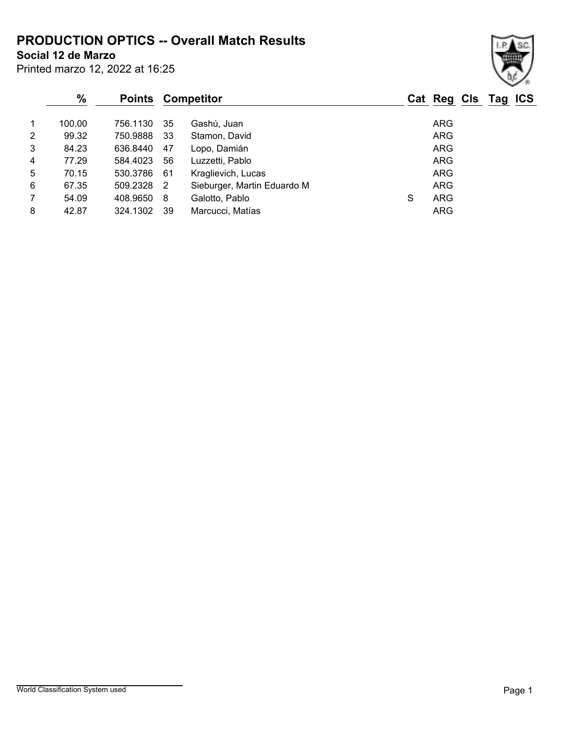# PRODUCTION OPTICS -- Overall Match Results

**Social 12 de Marzo**

Printed marzo 12, 2022 at 16:25

| | % | Points | | Competitor | Cat | Reg | Cls | Tag | ICS |
|---|---|---|---|---|---|---|---|---|---|
| 1 | 100.00 | 756.1130 | 35 | Gashú, Juan | | ARG | | | |
| 2 | 99.32 | 750.9888 | 33 | Stamon, David | | ARG | | | |
| 3 | 84.23 | 636.8440 | 47 | Lopo, Damián | | ARG | | | |
| 4 | 77.29 | 584.4023 | 56 | Luzzetti, Pablo | | ARG | | | |
| 5 | 70.15 | 530.3786 | 61 | Kraglievich, Lucas | | ARG | | | |
| 6 | 67.35 | 509.2328 | 2 | Sieburger, Martin Eduardo M | | ARG | | | |
| 7 | 54.09 | 408.9650 | 8 | Galotto, Pablo | S | ARG | | | |
| 8 | 42.87 | 324.1302 | 39 | Marcucci, Matías | | ARG | | | |

World Classification System used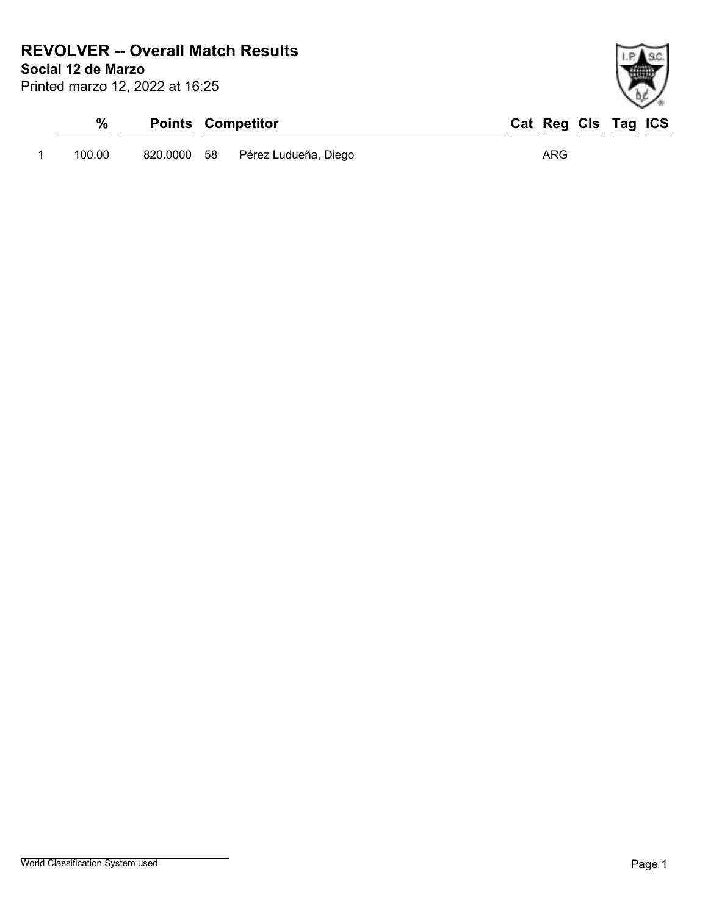# REVOLVER -- Overall Match Results

**Social 12 de Marzo**

Printed marzo 12, 2022 at 16:25

| | % | Points | | Competitor | Cat | Reg | Cls | Tag | ICS |
|---|---|---|---|---|---|---|---|---|---|
| 1 | 100.00 | 820.0000 | 58 | Pérez Ludueña, Diego | | ARG | | | |

World Classification System used